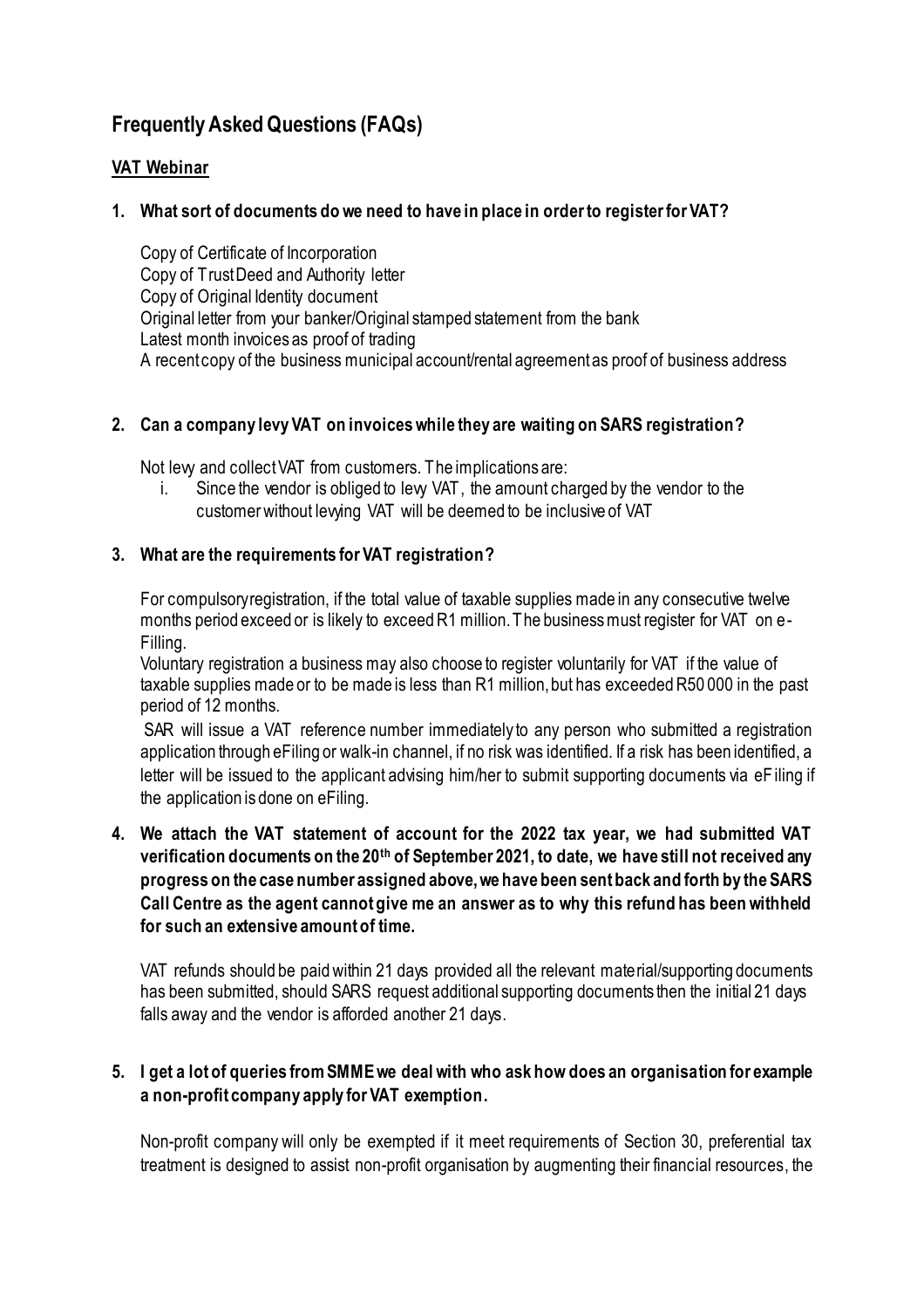# Frequently Asked Questions (FAQs)

## VAT Webinar

**1. What sort of documents do we need to have in place in order to register for VAT?**

Copy of Certificate of Incorporation
Copy of Trust Deed and Authority letter
Copy of Original Identity document
Original letter from your banker/Original stamped statement from the bank
Latest month invoices as proof of trading
A recent copy of the business municipal account/rental agreement as proof of business address

**2. Can a company levy VAT on invoices while they are waiting on SARS registration?**

Not levy and collect VAT from customers. The implications are:

i. Since the vendor is obliged to levy VAT, the amount charged by the vendor to the customer without levying VAT will be deemed to be inclusive of VAT

**3. What are the requirements for VAT registration?**

For compulsory registration, if the total value of taxable supplies made in any consecutive twelve months period exceed or is likely to exceed R1 million. The business must register for VAT on e-Filling.

Voluntary registration a business may also choose to register voluntarily for VAT if the value of taxable supplies made or to be made is less than R1 million, but has exceeded R50 000 in the past period of 12 months.

SAR will issue a VAT reference number immediately to any person who submitted a registration application through eFiling or walk-in channel, if no risk was identified. If a risk has been identified, a letter will be issued to the applicant advising him/her to submit supporting documents via eFiling if the application is done on eFiling.

**4. We attach the VAT statement of account for the 2022 tax year, we had submitted VAT verification documents on the 20th of September 2021, to date, we have still not received any progress on the case number assigned above, we have been sent back and forth by the SARS Call Centre as the agent cannot give me an answer as to why this refund has been withheld for such an extensive amount of time.**

VAT refunds should be paid within 21 days provided all the relevant material/supporting documents has been submitted, should SARS request additional supporting documents then the initial 21 days falls away and the vendor is afforded another 21 days.

**5. I get a lot of queries from SMME we deal with who ask how does an organisation for example a non-profit company apply for VAT exemption.**

Non-profit company will only be exempted if it meet requirements of Section 30, preferential tax treatment is designed to assist non-profit organisation by augmenting their financial resources, the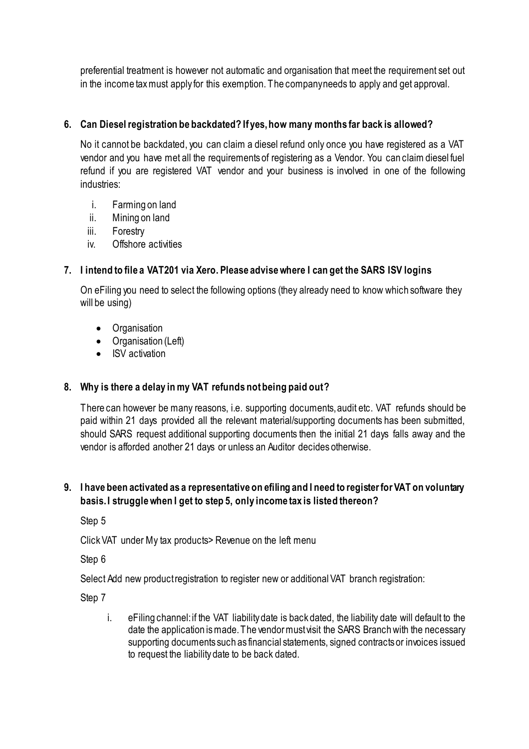preferential treatment is however not automatic and organisation that meet the requirement set out in the income tax must apply for this exemption. The company needs to apply and get approval.

**6. Can Diesel registration be backdated? If yes, how many months far back is allowed?**

No it cannot be backdated, you can claim a diesel refund only once you have registered as a VAT vendor and you have met all the requirements of registering as a Vendor. You can claim diesel fuel refund if you are registered VAT vendor and your business is involved in one of the following industries:

i. Farming on land
ii. Mining on land
iii. Forestry
iv. Offshore activities

**7. I intend to file a VAT201 via Xero. Please advise where I can get the SARS ISV logins**

On eFiling you need to select the following options (they already need to know which software they will be using)

- Organisation
- Organisation (Left)
- ISV activation

**8. Why is there a delay in my VAT refunds not being paid out?**

There can however be many reasons, i.e. supporting documents, audit etc. VAT refunds should be paid within 21 days provided all the relevant material/supporting documents has been submitted, should SARS request additional supporting documents then the initial 21 days falls away and the vendor is afforded another 21 days or unless an Auditor decides otherwise.

**9. I have been activated as a representative on efiling and I need to register for VAT on voluntary basis. I struggle when I get to step 5, only income tax is listed thereon?**

Step 5

Click VAT under My tax products> Revenue on the left menu

Step 6

Select Add new product registration to register new or additional VAT branch registration:

Step 7

i. eFiling channel: if the VAT liability date is back dated, the liability date will default to the date the application is made. The vendor must visit the SARS Branch with the necessary supporting documents such as financial statements, signed contracts or invoices issued to request the liability date to be back dated.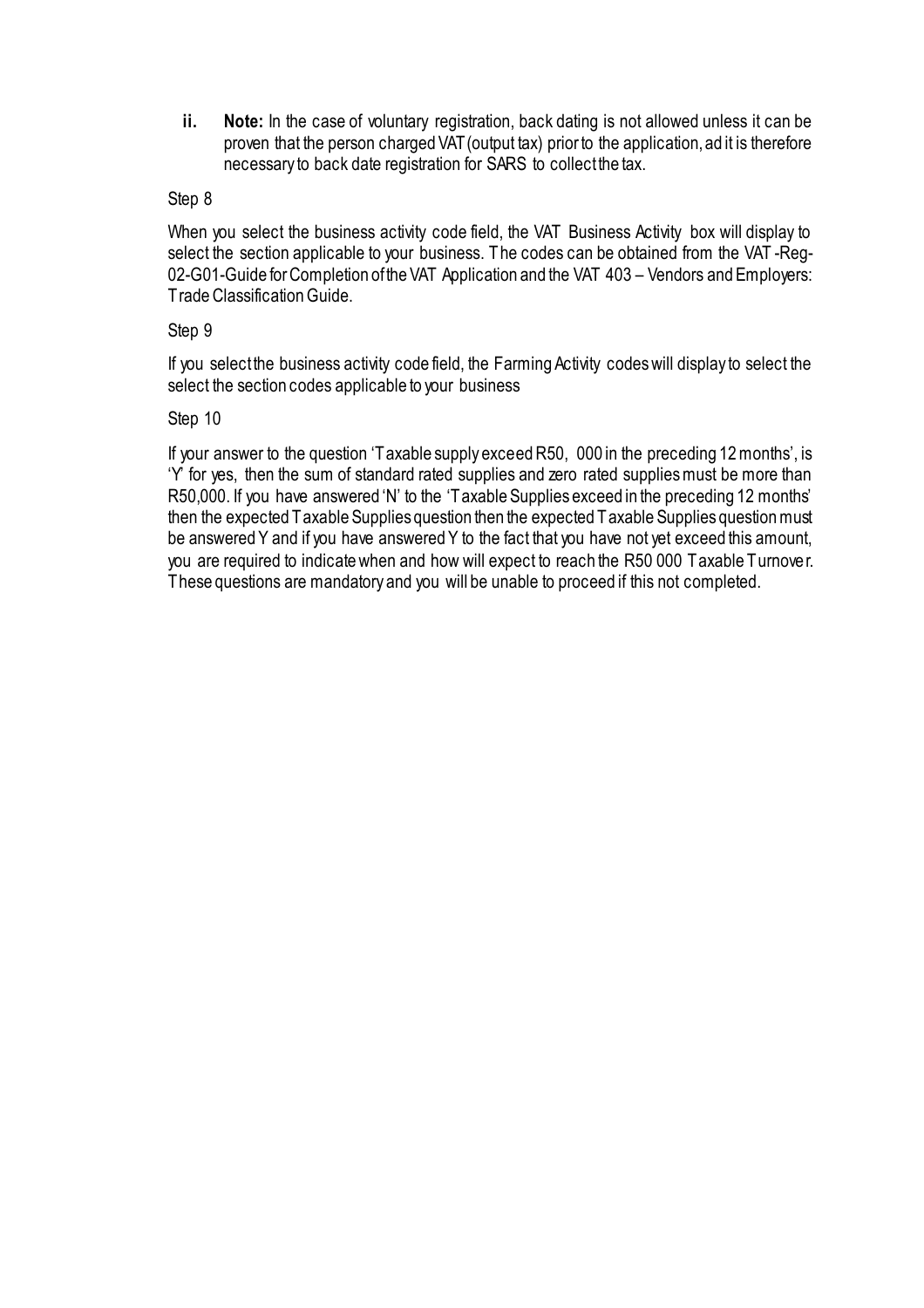ii. **Note:** In the case of voluntary registration, back dating is not allowed unless it can be proven that the person charged VAT (output tax) prior to the application, ad it is therefore necessary to back date registration for SARS to collect the tax.

Step 8

When you select the business activity code field, the VAT Business Activity box will display to select the section applicable to your business. The codes can be obtained from the VAT-Reg-02-G01-Guide for Completion of the VAT Application and the VAT 403 – Vendors and Employers: Trade Classification Guide.

Step 9

If you select the business activity code field, the Farming Activity codes will display to select the select the section codes applicable to your business

Step 10

If your answer to the question 'Taxable supply exceed R50, 000 in the preceding 12 months', is 'Y' for yes, then the sum of standard rated supplies and zero rated supplies must be more than R50,000. If you have answered 'N' to the 'Taxable Supplies exceed in the preceding 12 months' then the expected Taxable Supplies question then the expected Taxable Supplies question must be answered Y and if you have answered Y to the fact that you have not yet exceed this amount, you are required to indicate when and how will expect to reach the R50 000 Taxable Turnover. These questions are mandatory and you will be unable to proceed if this not completed.